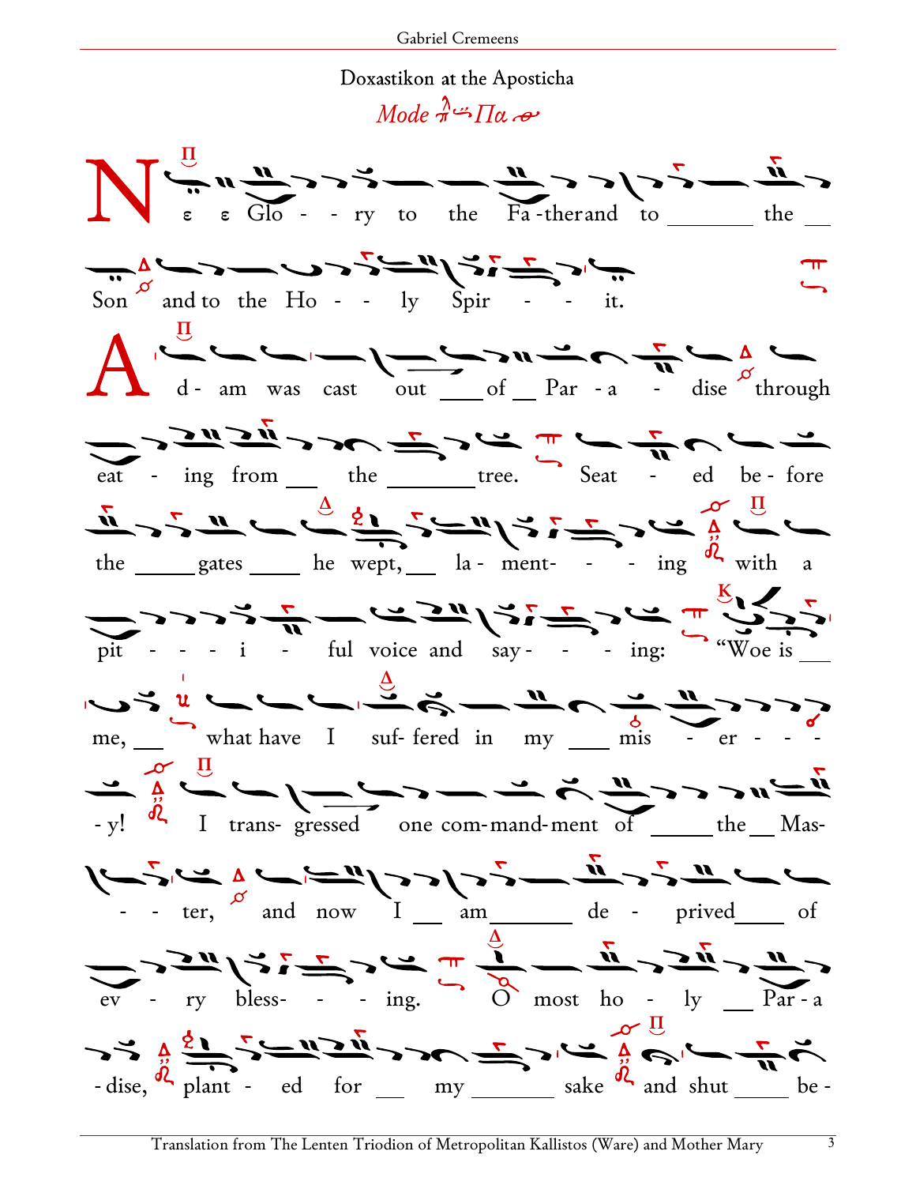## Doxastikon at the Aposticha

*Mode Πα*

N ε ε Glo - - ry to the Fa-ther and to ______ the __ Son and to the Ho - - ly Spir - - - it.

A d- am was cast out ____ of __ Par - a - dise through eat - ing from ___ the ________ tree. Seat - ed be - fore the _____ gates _____ he wept, ___ la - ment- - - ing with a pit - - - i - ful voice and say - - - ing: "Woe is ___ me, ___ what have I suf- fered in my ___ mis - er - - - - y! I trans- gressed one com-mand-ment of _____ the __ Mas- - - ter, and now I __ am _______ de - prived ____ of ev - ry bless- - - ing. O most ho - ly __ Par - a - dise, plant - ed for __ my _______ sake and shut _____ be -

Translation from The Lenten Triodion of Metropolitan Kallistos (Ware) and Mother Mary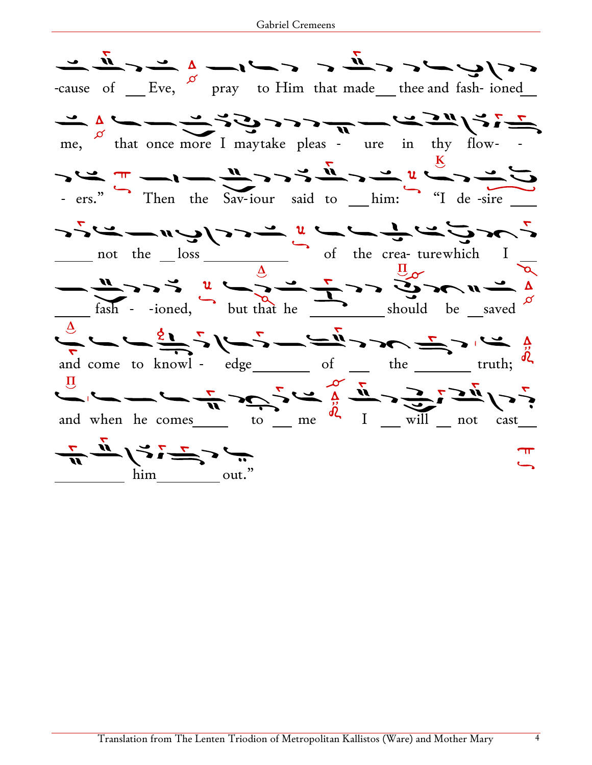-cause of Eve, pray to Him that made thee and fash- ioned me, that once more I may take pleas - ure in thy flow- - ers." Then the Sav-iour said to him: "I de -sire not the loss of the crea- ture which I fash - -ioned, but that he should be saved and come to knowl - edge of the truth; and when he comes to me I will not cast him out."

Translation from The Lenten Triodion of Metropolitan Kallistos (Ware) and Mother Mary